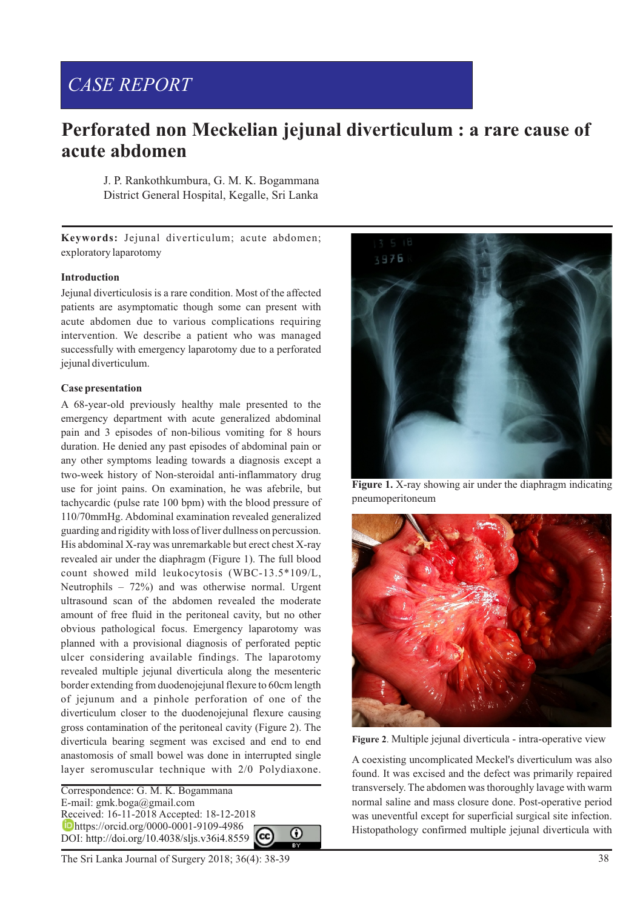CASE REPORT

# Perforated non Meckelian jejunal diverticulum : a rare cause of acute abdomen

J. P. Rankothkumbura, G. M. K. Bogammana
District General Hospital, Kegalle, Sri Lanka

**Keywords:** Jejunal diverticulum; acute abdomen; exploratory laparotomy

### Introduction

Jejunal diverticulosis is a rare condition. Most of the affected patients are asymptomatic though some can present with acute abdomen due to various complications requiring intervention. We describe a patient who was managed successfully with emergency laparotomy due to a perforated jejunal diverticulum.

### Case presentation

A 68-year-old previously healthy male presented to the emergency department with acute generalized abdominal pain and 3 episodes of non-bilious vomiting for 8 hours duration. He denied any past episodes of abdominal pain or any other symptoms leading towards a diagnosis except a two-week history of Non-steroidal anti-inflammatory drug use for joint pains. On examination, he was afebrile, but tachycardic (pulse rate 100 bpm) with the blood pressure of 110/70mmHg. Abdominal examination revealed generalized guarding and rigidity with loss of liver dullness on percussion. His abdominal X-ray was unremarkable but erect chest X-ray revealed air under the diaphragm (Figure 1). The full blood count showed mild leukocytosis (WBC-13.5*109/L, Neutrophils – 72%) and was otherwise normal. Urgent ultrasound scan of the abdomen revealed the moderate amount of free fluid in the peritoneal cavity, but no other obvious pathological focus. Emergency laparotomy was planned with a provisional diagnosis of perforated peptic ulcer considering available findings. The laparotomy revealed multiple jejunal diverticula along the mesenteric border extending from duodenojejunal flexure to 60cm length of jejunum and a pinhole perforation of one of the diverticulum closer to the duodenojejunal flexure causing gross contamination of the peritoneal cavity (Figure 2). The diverticula bearing segment was excised and end to end anastomosis of small bowel was done in interrupted single layer seromuscular technique with 2/0 Polydiaxone.

**Figure 1.** X-ray showing air under the diaphragm indicating pneumoperitoneum

**Figure 2**. Multiple jejunal diverticula - intra-operative view

A coexisting uncomplicated Meckel's diverticulum was also found. It was excised and the defect was primarily repaired transversely. The abdomen was thoroughly lavage with warm normal saline and mass closure done. Post-operative period was uneventful except for superficial surgical site infection. Histopathology confirmed multiple jejunal diverticula with

Correspondence: G. M. K. Bogammana
E-mail: gmk.boga@gmail.com
Received: 16-11-2018 Accepted: 18-12-2018
https://orcid.org/0000-0001-9109-4986
DOI: http://doi.org/10.4038/sljs.v36i4.8559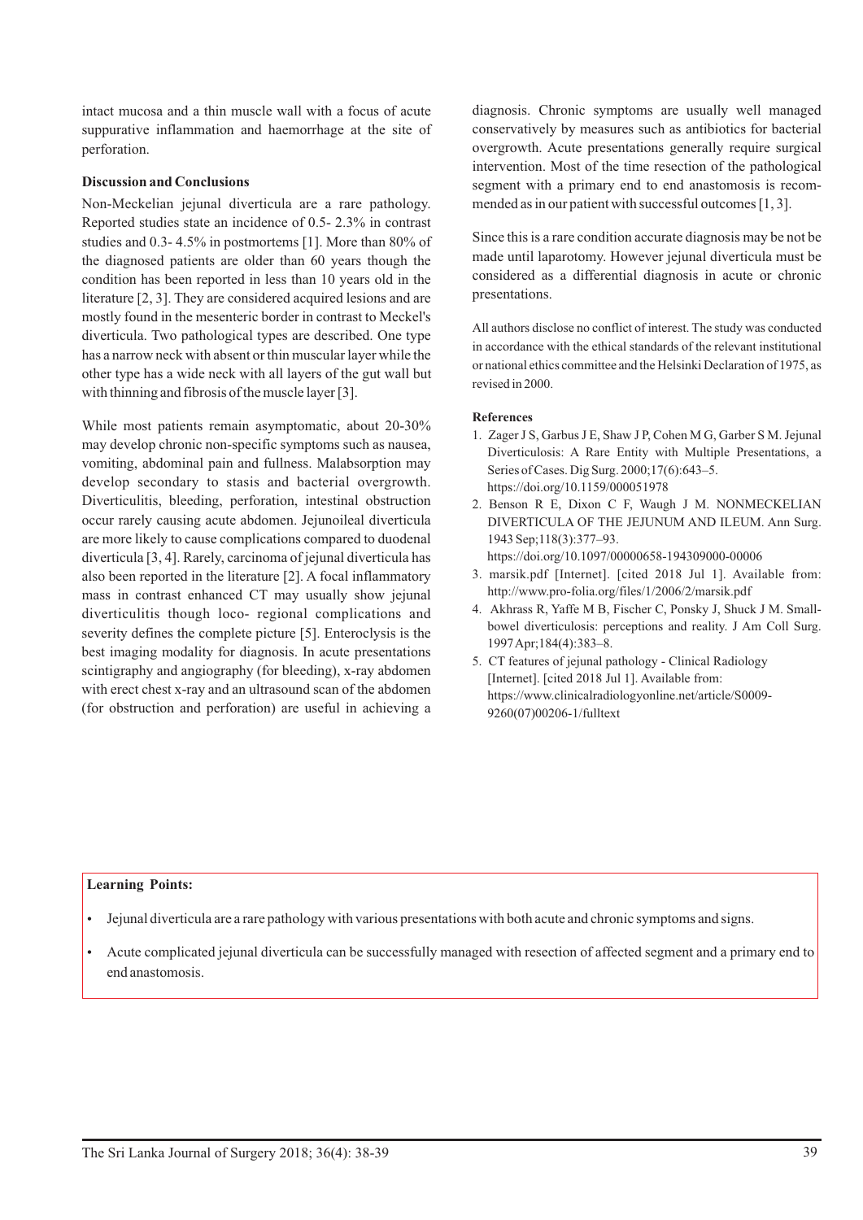intact mucosa and a thin muscle wall with a focus of acute suppurative inflammation and haemorrhage at the site of perforation.

### Discussion and Conclusions

Non-Meckelian jejunal diverticula are a rare pathology. Reported studies state an incidence of 0.5- 2.3% in contrast studies and 0.3- 4.5% in postmortems [1]. More than 80% of the diagnosed patients are older than 60 years though the condition has been reported in less than 10 years old in the literature [2, 3]. They are considered acquired lesions and are mostly found in the mesenteric border in contrast to Meckel's diverticula. Two pathological types are described. One type has a narrow neck with absent or thin muscular layer while the other type has a wide neck with all layers of the gut wall but with thinning and fibrosis of the muscle layer [3].

While most patients remain asymptomatic, about 20-30% may develop chronic non-specific symptoms such as nausea, vomiting, abdominal pain and fullness. Malabsorption may develop secondary to stasis and bacterial overgrowth. Diverticulitis, bleeding, perforation, intestinal obstruction occur rarely causing acute abdomen. Jejunoileal diverticula are more likely to cause complications compared to duodenal diverticula [3, 4]. Rarely, carcinoma of jejunal diverticula has also been reported in the literature [2]. A focal inflammatory mass in contrast enhanced CT may usually show jejunal diverticulitis though loco- regional complications and severity defines the complete picture [5]. Enteroclysis is the best imaging modality for diagnosis. In acute presentations scintigraphy and angiography (for bleeding), x-ray abdomen with erect chest x-ray and an ultrasound scan of the abdomen (for obstruction and perforation) are useful in achieving a diagnosis. Chronic symptoms are usually well managed conservatively by measures such as antibiotics for bacterial overgrowth. Acute presentations generally require surgical intervention. Most of the time resection of the pathological segment with a primary end to end anastomosis is recommended as in our patient with successful outcomes [1, 3].

Since this is a rare condition accurate diagnosis may be not be made until laparotomy. However jejunal diverticula must be considered as a differential diagnosis in acute or chronic presentations.

All authors disclose no conflict of interest. The study was conducted in accordance with the ethical standards of the relevant institutional or national ethics committee and the Helsinki Declaration of 1975, as revised in 2000.

### References

1. Zager J S, Garbus J E, Shaw J P, Cohen M G, Garber S M. Jejunal Diverticulosis: A Rare Entity with Multiple Presentations, a Series of Cases. Dig Surg. 2000;17(6):643–5. https://doi.org/10.1159/000051978
2. Benson R E, Dixon C F, Waugh J M. NONMECKELIAN DIVERTICULA OF THE JEJUNUM AND ILEUM. Ann Surg. 1943 Sep;118(3):377–93. https://doi.org/10.1097/00000658-194309000-00006
3. marsik.pdf [Internet]. [cited 2018 Jul 1]. Available from: http://www.pro-folia.org/files/1/2006/2/marsik.pdf
4. Akhrass R, Yaffe M B, Fischer C, Ponsky J, Shuck J M. Small-bowel diverticulosis: perceptions and reality. J Am Coll Surg. 1997 Apr;184(4):383–8.
5. CT features of jejunal pathology - Clinical Radiology [Internet]. [cited 2018 Jul 1]. Available from: https://www.clinicalradiologyonline.net/article/S0009-9260(07)00206-1/fulltext

**Learning Points:**

- Jejunal diverticula are a rare pathology with various presentations with both acute and chronic symptoms and signs.
- Acute complicated jejunal diverticula can be successfully managed with resection of affected segment and a primary end to end anastomosis.